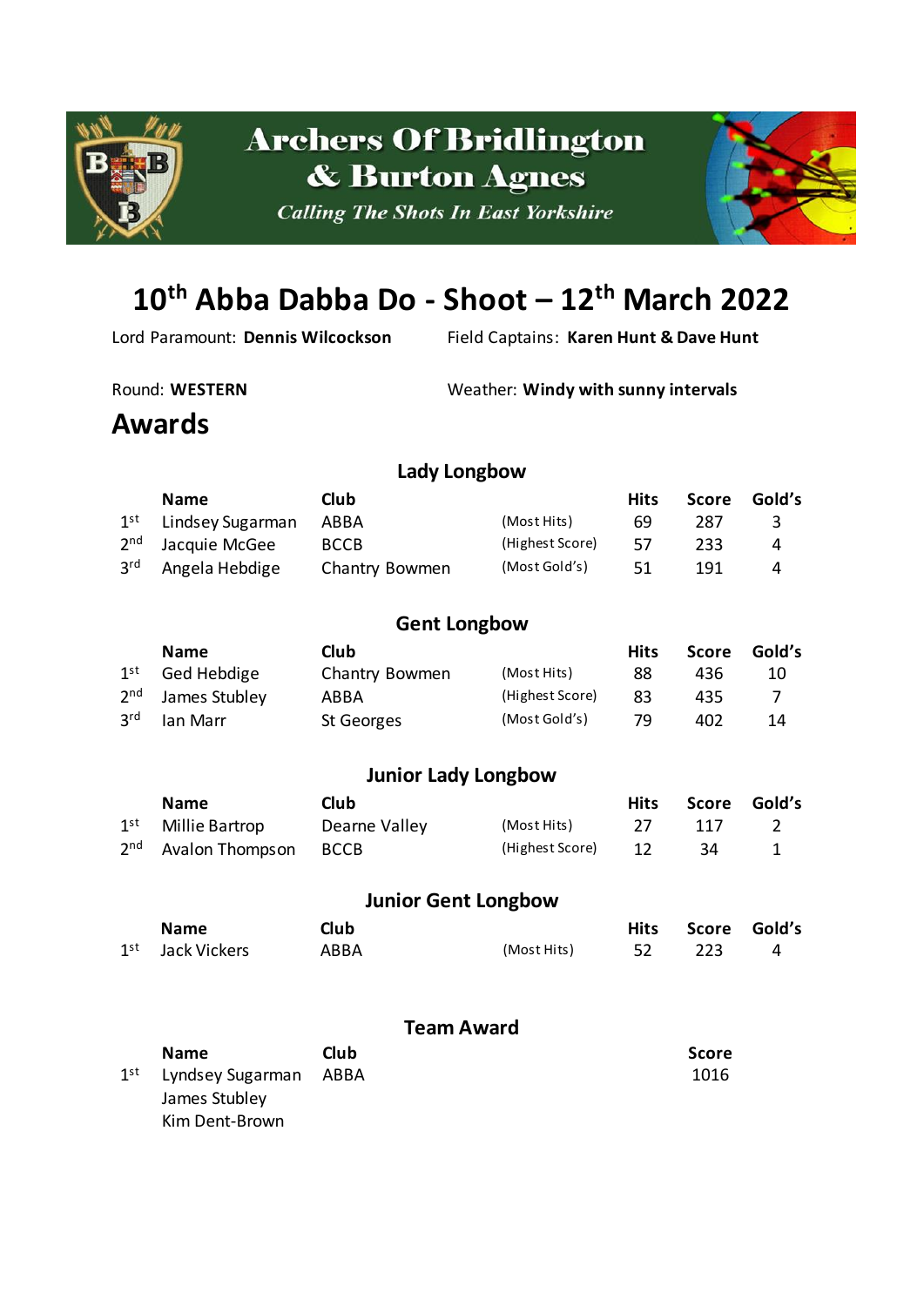# Archers Of Bridlington & Burton Agnes

*Calling The Shots In East Yorkshire*

## 10th Abba Dabba Do - Shoot – 12th March 2022

Lord Paramount: **Dennis Wilcockson**

Field Captains: **Karen Hunt & Dave Hunt**

Round: **WESTERN**

Weather: **Windy with sunny intervals**

## Awards

### Lady Longbow

| | Name | Club | | Hits | Score | Gold's |
|---|---|---|---|---|---|---|
| 1st | Lindsey Sugarman | ABBA | (Most Hits) | 69 | 287 | 3 |
| 2nd | Jacquie McGee | BCCB | (Highest Score) | 57 | 233 | 4 |
| 3rd | Angela Hebdige | Chantry Bowmen | (Most Gold's) | 51 | 191 | 4 |

### Gent Longbow

| | Name | Club | | Hits | Score | Gold's |
|---|---|---|---|---|---|---|
| 1st | Ged Hebdige | Chantry Bowmen | (Most Hits) | 88 | 436 | 10 |
| 2nd | James Stubley | ABBA | (Highest Score) | 83 | 435 | 7 |
| 3rd | Ian Marr | St Georges | (Most Gold's) | 79 | 402 | 14 |

### Junior Lady Longbow

| | Name | Club | | Hits | Score | Gold's |
|---|---|---|---|---|---|---|
| 1st | Millie Bartrop | Dearne Valley | (Most Hits) | 27 | 117 | 2 |
| 2nd | Avalon Thompson | BCCB | (Highest Score) | 12 | 34 | 1 |

### Junior Gent Longbow

| | Name | Club | | Hits | Score | Gold's |
|---|---|---|---|---|---|---|
| 1st | Jack Vickers | ABBA | (Most Hits) | 52 | 223 | 4 |

### Team Award

| | Name | Club | Score |
|---|---|---|---|
| 1st | Lyndsey Sugarman<br>James Stubley<br>Kim Dent-Brown | ABBA | 1016 |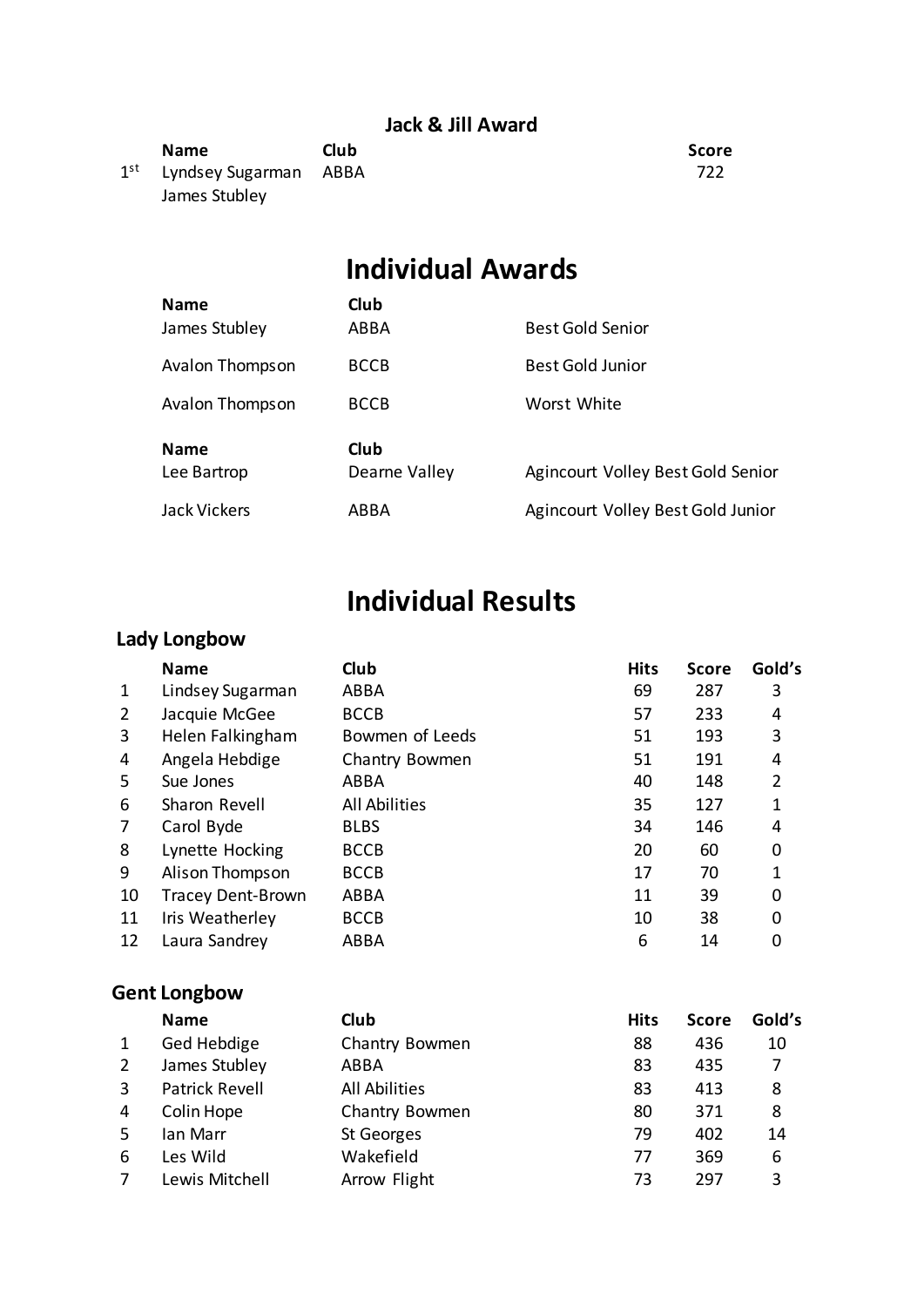**Jack & Jill Award**

| | Name | Club | Score |
|---|---|---|---|
| 1st | Lyndsey Sugarman<br>James Stubley | ABBA | 722 |

# Individual Awards

| Name | Club | |
|---|---|---|
| James Stubley | ABBA | Best Gold Senior |
| Avalon Thompson | BCCB | Best Gold Junior |
| Avalon Thompson | BCCB | Worst White |

| Name | Club | |
|---|---|---|
| Lee Bartrop | Dearne Valley | Agincourt Volley Best Gold Senior |
| Jack Vickers | ABBA | Agincourt Volley Best Gold Junior |

# Individual Results

## Lady Longbow

| | Name | Club | Hits | Score | Gold's |
|---|---|---|---|---|---|
| 1 | Lindsey Sugarman | ABBA | 69 | 287 | 3 |
| 2 | Jacquie McGee | BCCB | 57 | 233 | 4 |
| 3 | Helen Falkingham | Bowmen of Leeds | 51 | 193 | 3 |
| 4 | Angela Hebdige | Chantry Bowmen | 51 | 191 | 4 |
| 5 | Sue Jones | ABBA | 40 | 148 | 2 |
| 6 | Sharon Revell | All Abilities | 35 | 127 | 1 |
| 7 | Carol Byde | BLBS | 34 | 146 | 4 |
| 8 | Lynette Hocking | BCCB | 20 | 60 | 0 |
| 9 | Alison Thompson | BCCB | 17 | 70 | 1 |
| 10 | Tracey Dent-Brown | ABBA | 11 | 39 | 0 |
| 11 | Iris Weatherley | BCCB | 10 | 38 | 0 |
| 12 | Laura Sandrey | ABBA | 6 | 14 | 0 |

## Gent Longbow

| | Name | Club | Hits | Score | Gold's |
|---|---|---|---|---|---|
| 1 | Ged Hebdige | Chantry Bowmen | 88 | 436 | 10 |
| 2 | James Stubley | ABBA | 83 | 435 | 7 |
| 3 | Patrick Revell | All Abilities | 83 | 413 | 8 |
| 4 | Colin Hope | Chantry Bowmen | 80 | 371 | 8 |
| 5 | Ian Marr | St Georges | 79 | 402 | 14 |
| 6 | Les Wild | Wakefield | 77 | 369 | 6 |
| 7 | Lewis Mitchell | Arrow Flight | 73 | 297 | 3 |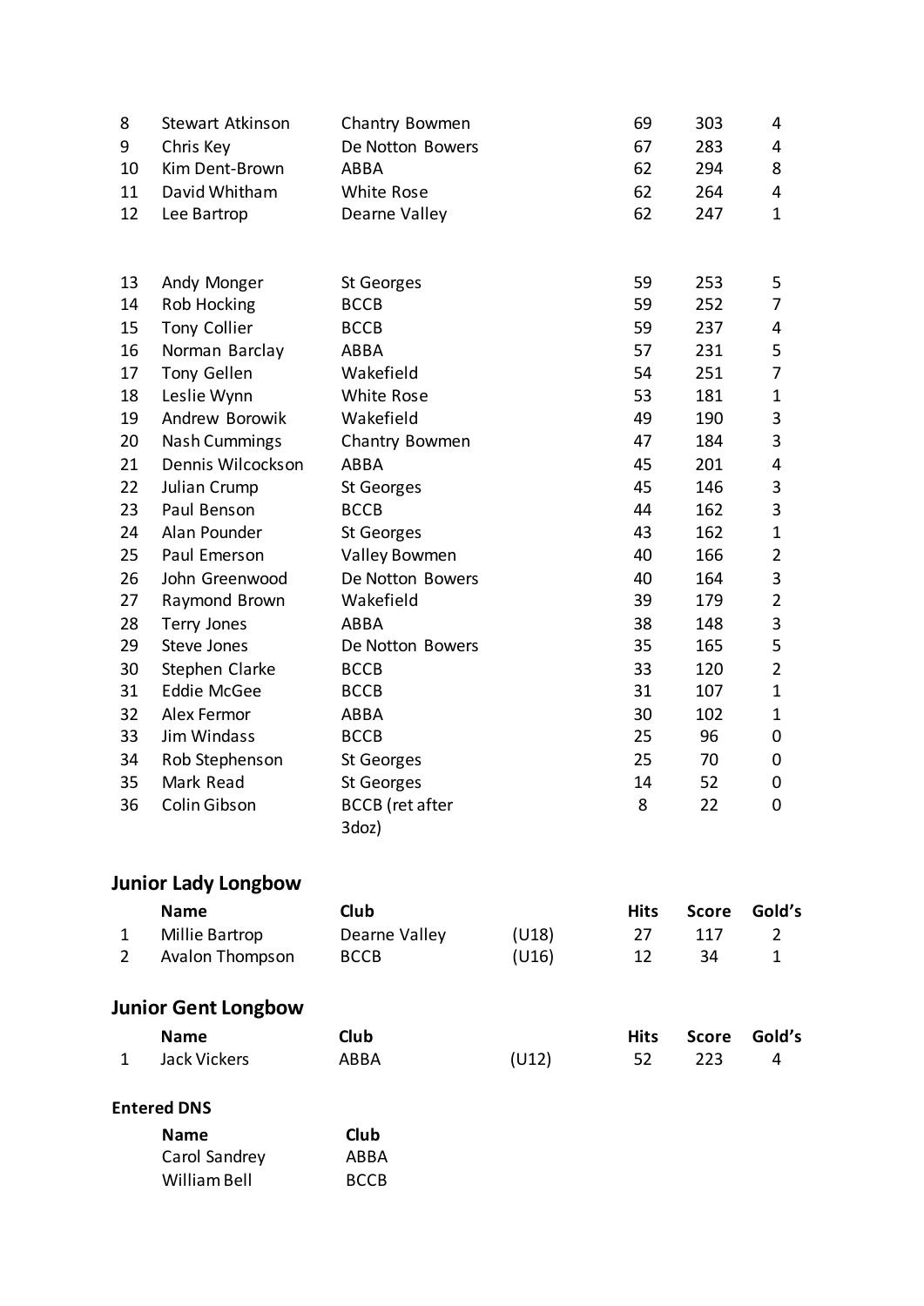| | | | | Hits | Score | Gold's |
|---|---|---|---|---|---|---|
| 8 | Stewart Atkinson | Chantry Bowmen | | 69 | 303 | 4 |
| 9 | Chris Key | De Notton Bowers | | 67 | 283 | 4 |
| 10 | Kim Dent-Brown | ABBA | | 62 | 294 | 8 |
| 11 | David Whitham | White Rose | | 62 | 264 | 4 |
| 12 | Lee Bartrop | Dearne Valley | | 62 | 247 | 1 |
| 13 | Andy Monger | St Georges | | 59 | 253 | 5 |
| 14 | Rob Hocking | BCCB | | 59 | 252 | 7 |
| 15 | Tony Collier | BCCB | | 59 | 237 | 4 |
| 16 | Norman Barclay | ABBA | | 57 | 231 | 5 |
| 17 | Tony Gellen | Wakefield | | 54 | 251 | 7 |
| 18 | Leslie Wynn | White Rose | | 53 | 181 | 1 |
| 19 | Andrew Borowik | Wakefield | | 49 | 190 | 3 |
| 20 | Nash Cummings | Chantry Bowmen | | 47 | 184 | 3 |
| 21 | Dennis Wilcockson | ABBA | | 45 | 201 | 4 |
| 22 | Julian Crump | St Georges | | 45 | 146 | 3 |
| 23 | Paul Benson | BCCB | | 44 | 162 | 3 |
| 24 | Alan Pounder | St Georges | | 43 | 162 | 1 |
| 25 | Paul Emerson | Valley Bowmen | | 40 | 166 | 2 |
| 26 | John Greenwood | De Notton Bowers | | 40 | 164 | 3 |
| 27 | Raymond Brown | Wakefield | | 39 | 179 | 2 |
| 28 | Terry Jones | ABBA | | 38 | 148 | 3 |
| 29 | Steve Jones | De Notton Bowers | | 35 | 165 | 5 |
| 30 | Stephen Clarke | BCCB | | 33 | 120 | 2 |
| 31 | Eddie McGee | BCCB | | 31 | 107 | 1 |
| 32 | Alex Fermor | ABBA | | 30 | 102 | 1 |
| 33 | Jim Windass | BCCB | | 25 | 96 | 0 |
| 34 | Rob Stephenson | St Georges | | 25 | 70 | 0 |
| 35 | Mark Read | St Georges | | 14 | 52 | 0 |
| 36 | Colin Gibson | BCCB (ret after 3doz) | | 8 | 22 | 0 |

## Junior Lady Longbow

| | Name | Club | | Hits | Score | Gold's |
|---|---|---|---|---|---|---|
| 1 | Millie Bartrop | Dearne Valley | (U18) | 27 | 117 | 2 |
| 2 | Avalon Thompson | BCCB | (U16) | 12 | 34 | 1 |

## Junior Gent Longbow

| | Name | Club | | Hits | Score | Gold's |
|---|---|---|---|---|---|---|
| 1 | Jack Vickers | ABBA | (U12) | 52 | 223 | 4 |

### Entered DNS

| Name | Club |
|---|---|
| Carol Sandrey | ABBA |
| William Bell | BCCB |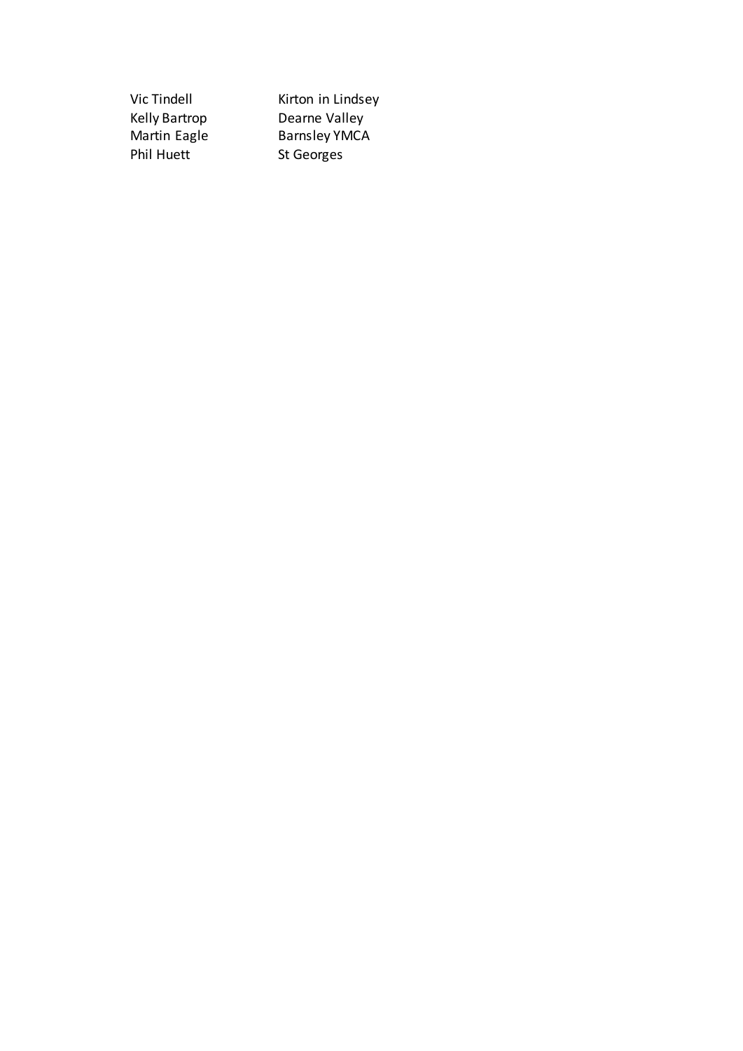| | |
|---|---|
| Vic Tindell | Kirton in Lindsey |
| Kelly Bartrop | Dearne Valley |
| Martin Eagle | Barnsley YMCA |
| Phil Huett | St Georges |